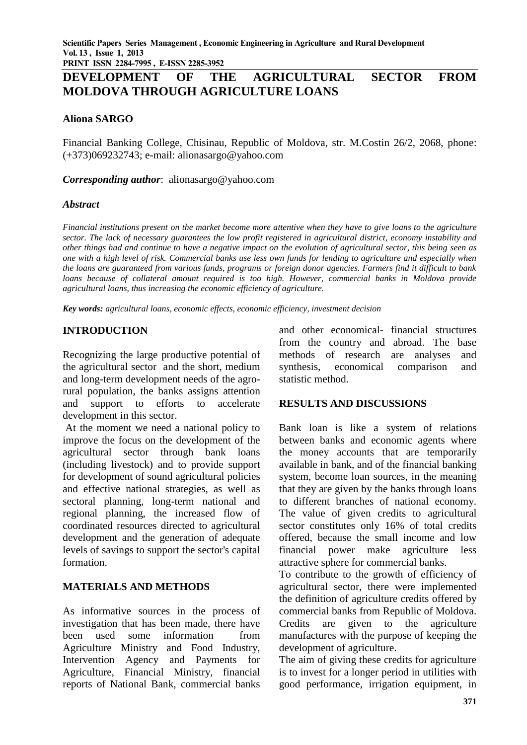# DEVELOPMENT OF THE AGRICULTURAL SECTOR FROM MOLDOVA THROUGH AGRICULTURE LOANS

**Aliona SARGO**

Financial Banking College, Chisinau, Republic of Moldova, str. M.Costin 26/2, 2068, phone: (+373)069232743; e-mail: alionasargo@yahoo.com

***Corresponding author***: alionasargo@yahoo.com

***Abstract***

*Financial institutions present on the market become more attentive when they have to give loans to the agriculture sector. The lack of necessary guarantees the low profit registered in agricultural district, economy instability and other things had and continue to have a negative impact on the evolution of agricultural sector, this being seen as one with a high level of risk. Commercial banks use less own funds for lending to agriculture and especially when the loans are guaranteed from various funds, programs or foreign donor agencies. Farmers find it difficult to bank loans because of collateral amount required is too high. However, commercial banks in Moldova provide agricultural loans, thus increasing the economic efficiency of agriculture.*

***Key words:*** *agricultural loans, economic effects, economic efficiency, investment decision*

## INTRODUCTION

Recognizing the large productive potential of the agricultural sector and the short, medium and long-term development needs of the agro-rural population, the banks assigns attention and support to efforts to accelerate development in this sector.

At the moment we need a national policy to improve the focus on the development of the agricultural sector through bank loans (including livestock) and to provide support for development of sound agricultural policies and effective national strategies, as well as sectoral planning, long-term national and regional planning, the increased flow of coordinated resources directed to agricultural development and the generation of adequate levels of savings to support the sector's capital formation.

## MATERIALS AND METHODS

As informative sources in the process of investigation that has been made, there have been used some information from Agriculture Ministry and Food Industry, Intervention Agency and Payments for Agriculture, Financial Ministry, financial reports of National Bank, commercial banks and other economical- financial structures from the country and abroad. The base methods of research are analyses and synthesis, economical comparison and statistic method.

## RESULTS AND DISCUSSIONS

Bank loan is like a system of relations between banks and economic agents where the money accounts that are temporarily available in bank, and of the financial banking system, become loan sources, in the meaning that they are given by the banks through loans to different branches of national economy. The value of given credits to agricultural sector constitutes only 16% of total credits offered, because the small income and low financial power make agriculture less attractive sphere for commercial banks.

To contribute to the growth of efficiency of agricultural sector, there were implemented the definition of agriculture credits offered by commercial banks from Republic of Moldova. Credits are given to the agriculture manufactures with the purpose of keeping the development of agriculture.

The aim of giving these credits for agriculture is to invest for a longer period in utilities with good performance, irrigation equipment, in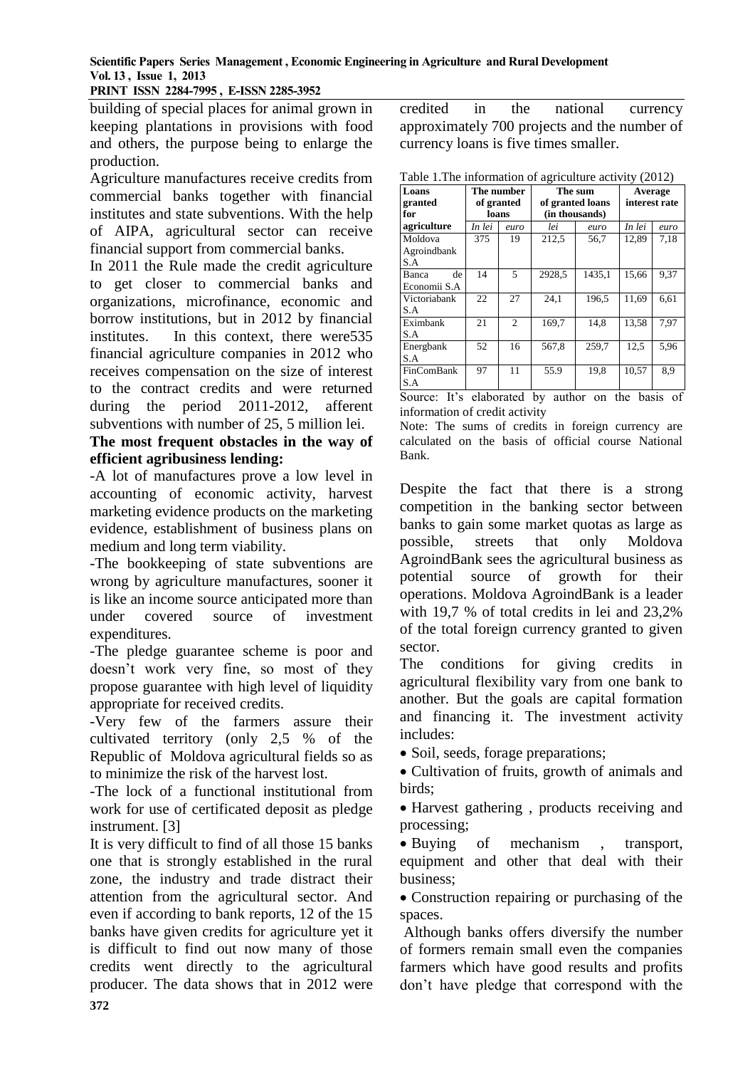building of special places for animal grown in keeping plantations in provisions with food and others, the purpose being to enlarge the production.

Agriculture manufactures receive credits from commercial banks together with financial institutes and state subventions. With the help of AIPA, agricultural sector can receive financial support from commercial banks.

In 2011 the Rule made the credit agriculture to get closer to commercial banks and organizations, microfinance, economic and borrow institutions, but in 2012 by financial institutes. In this context, there were535 financial agriculture companies in 2012 who receives compensation on the size of interest to the contract credits and were returned during the period 2011-2012, afferent subventions with number of 25, 5 million lei.

**The most frequent obstacles in the way of efficient agribusiness lending:**

-A lot of manufactures prove a low level in accounting of economic activity, harvest marketing evidence products on the marketing evidence, establishment of business plans on medium and long term viability.

-The bookkeeping of state subventions are wrong by agriculture manufactures, sooner it is like an income source anticipated more than under covered source of investment expenditures.

-The pledge guarantee scheme is poor and doesn't work very fine, so most of they propose guarantee with high level of liquidity appropriate for received credits.

-Very few of the farmers assure their cultivated territory (only 2,5 % of the Republic of Moldova agricultural fields so as to minimize the risk of the harvest lost.

-The lock of a functional institutional from work for use of certificated deposit as pledge instrument. [3]

It is very difficult to find of all those 15 banks one that is strongly established in the rural zone, the industry and trade distract their attention from the agricultural sector. And even if according to bank reports, 12 of the 15 banks have given credits for agriculture yet it is difficult to find out now many of those credits went directly to the agricultural producer. The data shows that in 2012 were credited in the national currency approximately 700 projects and the number of currency loans is five times smaller.

Table 1.The information of agriculture activity (2012)

| Loans granted for agriculture | The number of granted loans | | The sum of granted loans (in thousands) | | Average interest rate | |
|---|---|---|---|---|---|---|
| | *In lei* | *euro* | *lei* | *euro* | *In lei* | *euro* |
| Moldova Agroindbank S.A | 375 | 19 | 212,5 | 56,7 | 12,89 | 7,18 |
| Banca de Economii S.A | 14 | 5 | 2928,5 | 1435,1 | 15,66 | 9,37 |
| Victoriabank S.A | 22 | 27 | 24,1 | 196,5 | 11,69 | 6,61 |
| Eximbank S.A | 21 | 2 | 169,7 | 14,8 | 13,58 | 7,97 |
| Energbank S.A | 52 | 16 | 567,8 | 259,7 | 12,5 | 5,96 |
| FinComBank S.A | 97 | 11 | 55.9 | 19,8 | 10,57 | 8,9 |

Source: It's elaborated by author on the basis of information of credit activity

Note: The sums of credits in foreign currency are calculated on the basis of official course National Bank.

Despite the fact that there is a strong competition in the banking sector between banks to gain some market quotas as large as possible, streets that only Moldova AgroindBank sees the agricultural business as potential source of growth for their operations. Moldova AgroindBank is a leader with 19,7 % of total credits in lei and 23,2% of the total foreign currency granted to given sector.

The conditions for giving credits in agricultural flexibility vary from one bank to another. But the goals are capital formation and financing it. The investment activity includes:

- Soil, seeds, forage preparations;
- Cultivation of fruits, growth of animals and birds;
- Harvest gathering , products receiving and processing;
- Buying of mechanism , transport, equipment and other that deal with their business;
- Construction repairing or purchasing of the spaces.

Although banks offers diversify the number of formers remain small even the companies farmers which have good results and profits don't have pledge that correspond with the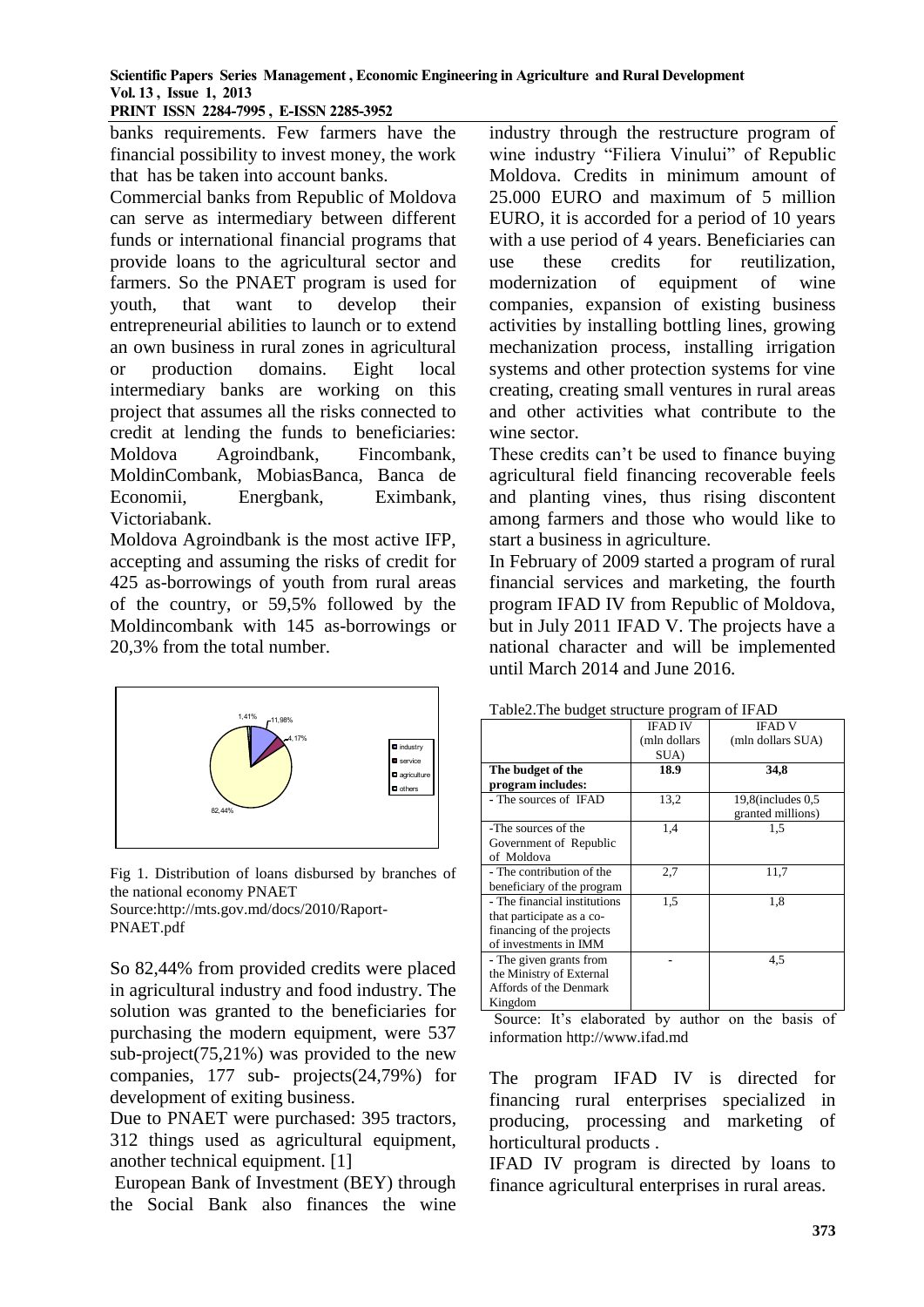banks requirements. Few farmers have the financial possibility to invest money, the work that has be taken into account banks.

Commercial banks from Republic of Moldova can serve as intermediary between different funds or international financial programs that provide loans to the agricultural sector and farmers. So the PNAET program is used for youth, that want to develop their entrepreneurial abilities to launch or to extend an own business in rural zones in agricultural or production domains. Eight local intermediary banks are working on this project that assumes all the risks connected to credit at lending the funds to beneficiaries: Moldova Agroindbank, Fincombank, MoldinCombank, MobiasBanca, Banca de Economii, Energbank, Eximbank, Victoriabank.

Moldova Agroindbank is the most active IFP, accepting and assuming the risks of credit for 425 as-borrowings of youth from rural areas of the country, or 59,5% followed by the Moldincombank with 145 as-borrowings or 20,3% from the total number.

Fig 1. Distribution of loans disbursed by branches of the national economy PNAET
Source:http://mts.gov.md/docs/2010/Raport-PNAET.pdf

So 82,44% from provided credits were placed in agricultural industry and food industry. The solution was granted to the beneficiaries for purchasing the modern equipment, were 537 sub-project(75,21%) was provided to the new companies, 177 sub- projects(24,79%) for development of exiting business.

Due to PNAET were purchased: 395 tractors, 312 things used as agricultural equipment, another technical equipment. [1]

European Bank of Investment (BEY) through the Social Bank also finances the wine industry through the restructure program of wine industry "Filiera Vinului" of Republic Moldova. Credits in minimum amount of 25.000 EURO and maximum of 5 million EURO, it is accorded for a period of 10 years with a use period of 4 years. Beneficiaries can use these credits for reutilization, modernization of equipment of wine companies, expansion of existing business activities by installing bottling lines, growing mechanization process, installing irrigation systems and other protection systems for vine creating, creating small ventures in rural areas and other activities what contribute to the wine sector.

These credits can't be used to finance buying agricultural field financing recoverable feels and planting vines, thus rising discontent among farmers and those who would like to start a business in agriculture.

In February of 2009 started a program of rural financial services and marketing, the fourth program IFAD IV from Republic of Moldova, but in July 2011 IFAD V. The projects have a national character and will be implemented until March 2014 and June 2016.

Table2.The budget structure program of IFAD

| | IFAD IV (mln dollars SUA) | IFAD V (mln dollars SUA) |
|---|---|---|
| **The budget of the program includes:** | **18.9** | **34,8** |
| - The sources of IFAD | 13,2 | 19,8(includes 0,5 granted millions) |
| -The sources of the Government of Republic of Moldova | 1,4 | 1,5 |
| - The contribution of the beneficiary of the program | 2,7 | 11,7 |
| - The financial institutions that participate as a co-financing of the projects of investments in IMM | 1,5 | 1,8 |
| - The given grants from the Ministry of External Affords of the Denmark Kingdom | - | 4,5 |

Source: It's elaborated by author on the basis of information http://www.ifad.md

The program IFAD IV is directed for financing rural enterprises specialized in producing, processing and marketing of horticultural products .

IFAD IV program is directed by loans to finance agricultural enterprises in rural areas.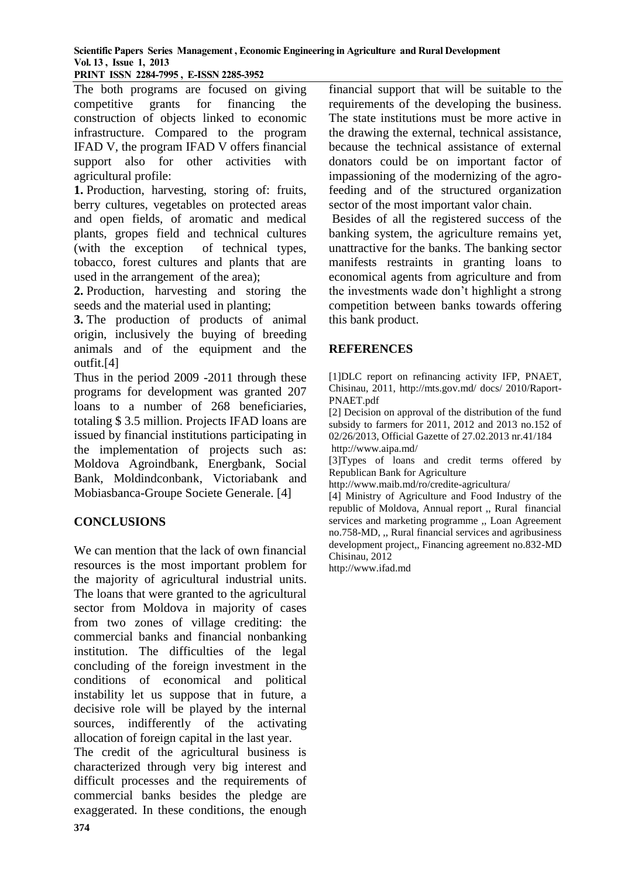The both programs are focused on giving competitive grants for financing the construction of objects linked to economic infrastructure. Compared to the program IFAD V, the program IFAD V offers financial support also for other activities with agricultural profile:

**1.** Production, harvesting, storing of: fruits, berry cultures, vegetables on protected areas and open fields, of aromatic and medical plants, gropes field and technical cultures (with the exception of technical types, tobacco, forest cultures and plants that are used in the arrangement of the area);

**2.** Production, harvesting and storing the seeds and the material used in planting;

**3.** The production of products of animal origin, inclusively the buying of breeding animals and of the equipment and the outfit.[4]

Thus in the period 2009 -2011 through these programs for development was granted 207 loans to a number of 268 beneficiaries, totaling $ 3.5 million. Projects IFAD loans are issued by financial institutions participating in the implementation of projects such as: Moldova Agroindbank, Energbank, Social Bank, Moldindconbank, Victoriabank and Mobiasbanca-Groupe Societe Generale. [4]

## CONCLUSIONS

We can mention that the lack of own financial resources is the most important problem for the majority of agricultural industrial units. The loans that were granted to the agricultural sector from Moldova in majority of cases from two zones of village crediting: the commercial banks and financial nonbanking institution. The difficulties of the legal concluding of the foreign investment in the conditions of economical and political instability let us suppose that in future, a decisive role will be played by the internal sources, indifferently of the activating allocation of foreign capital in the last year.

The credit of the agricultural business is characterized through very big interest and difficult processes and the requirements of commercial banks besides the pledge are exaggerated. In these conditions, the enough financial support that will be suitable to the requirements of the developing the business. The state institutions must be more active in the drawing the external, technical assistance, because the technical assistance of external donators could be on important factor of impassioning of the modernizing of the agro-feeding and of the structured organization sector of the most important valor chain.

Besides of all the registered success of the banking system, the agriculture remains yet, unattractive for the banks. The banking sector manifests restraints in granting loans to economical agents from agriculture and from the investments wade don't highlight a strong competition between banks towards offering this bank product.

## REFERENCES

[1]DLC report on refinancing activity IFP, PNAET, Chisinau, 2011, http://mts.gov.md/ docs/ 2010/Raport-PNAET.pdf

[2] Decision on approval of the distribution of the fund subsidy to farmers for 2011, 2012 and 2013 no.152 of 02/26/2013, Official Gazette of 27.02.2013 nr.41/184 http://www.aipa.md/

[3]Types of loans and credit terms offered by Republican Bank for Agriculture http://www.maib.md/ro/credite-agricultura/

[4] Ministry of Agriculture and Food Industry of the republic of Moldova, Annual report ,, Rural financial services and marketing programme ,, Loan Agreement no.758-MD, ,, Rural financial services and agribusiness development project,, Financing agreement no.832-MD Chisinau, 2012 http://www.ifad.md